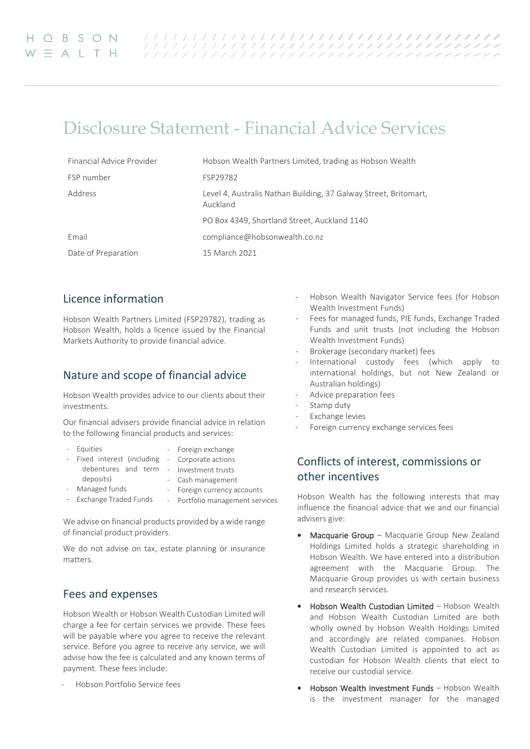HOBSON WEALTH

# Disclosure Statement - Financial Advice Services

| | |
|---|---|
| Financial Advice Provider | Hobson Wealth Partners Limited, trading as Hobson Wealth |
| FSP number | FSP29782 |
| Address | Level 4, Australis Nathan Building, 37 Galway Street, Britomart, Auckland |
| | PO Box 4349, Shortland Street, Auckland 1140 |
| Email | compliance@hobsonwealth.co.nz |
| Date of Preparation | 15 March 2021 |

## Licence information

Hobson Wealth Partners Limited (FSP29782), trading as Hobson Wealth, holds a licence issued by the Financial Markets Authority to provide financial advice.

## Nature and scope of financial advice

Hobson Wealth provides advice to our clients about their investments.

Our financial advisers provide financial advice in relation to the following financial products and services:

- Equities
- Fixed interest (including debentures and term deposits)
- Managed funds
- Exchange Traded Funds
- Foreign exchange
- Corporate actions
- Investment trusts
- Cash management
- Foreign currency accounts
- Portfolio management services

We advise on financial products provided by a wide range of financial product providers.

We do not advise on tax, estate planning or insurance matters.

## Fees and expenses

Hobson Wealth or Hobson Wealth Custodian Limited will charge a fee for certain services we provide. These fees will be payable where you agree to receive the relevant service. Before you agree to receive any service, we will advise how the fee is calculated and any known terms of payment. These fees include:

- Hobson Portfolio Service fees
- Hobson Wealth Navigator Service fees (for Hobson Wealth Investment Funds)
- Fees for managed funds, PIE funds, Exchange Traded Funds and unit trusts (not including the Hobson Wealth Investment Funds)
- Brokerage (secondary market) fees
- International custody fees (which apply to international holdings, but not New Zealand or Australian holdings)
- Advice preparation fees
- Stamp duty
- Exchange levies
- Foreign currency exchange services fees

## Conflicts of interest, commissions or other incentives

Hobson Wealth has the following interests that may influence the financial advice that we and our financial advisers give:

- **Macquarie Group** – Macquarie Group New Zealand Holdings Limited holds a strategic shareholding in Hobson Wealth. We have entered into a distribution agreement with the Macquarie Group. The Macquarie Group provides us with certain business and research services.
- **Hobson Wealth Custodian Limited** – Hobson Wealth and Hobson Wealth Custodian Limited are both wholly owned by Hobson Wealth Holdings Limited and accordingly are related companies. Hobson Wealth Custodian Limited is appointed to act as custodian for Hobson Wealth clients that elect to receive our custodial service.
- **Hobson Wealth Investment Funds** – Hobson Wealth is the investment manager for the managed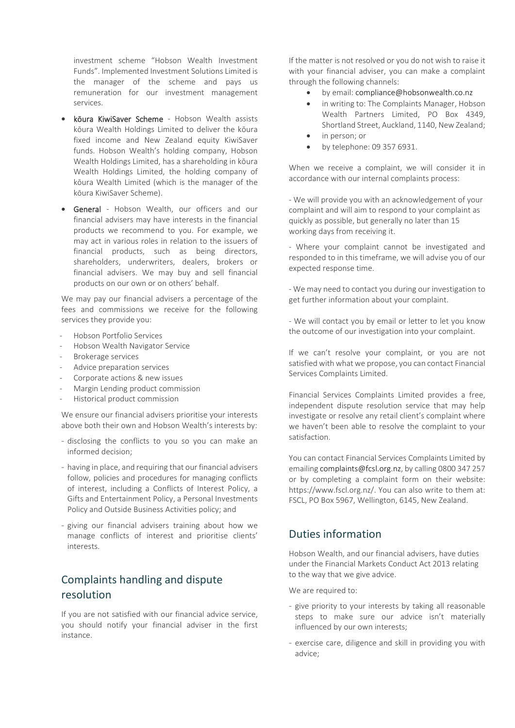investment scheme "Hobson Wealth Investment Funds". Implemented Investment Solutions Limited is the manager of the scheme and pays us remuneration for our investment management services.

- **kōura KiwiSaver Scheme** - Hobson Wealth assists kōura Wealth Holdings Limited to deliver the kōura fixed income and New Zealand equity KiwiSaver funds. Hobson Wealth's holding company, Hobson Wealth Holdings Limited, has a shareholding in kōura Wealth Holdings Limited, the holding company of kōura Wealth Limited (which is the manager of the kōura KiwiSaver Scheme).
- **General** - Hobson Wealth, our officers and our financial advisers may have interests in the financial products we recommend to you. For example, we may act in various roles in relation to the issuers of financial products, such as being directors, shareholders, underwriters, dealers, brokers or financial advisers. We may buy and sell financial products on our own or on others' behalf.

We may pay our financial advisers a percentage of the fees and commissions we receive for the following services they provide you:

- Hobson Portfolio Services
- Hobson Wealth Navigator Service
- Brokerage services
- Advice preparation services
- Corporate actions & new issues
- Margin Lending product commission
- Historical product commission

We ensure our financial advisers prioritise your interests above both their own and Hobson Wealth's interests by:

- disclosing the conflicts to you so you can make an informed decision;
- having in place, and requiring that our financial advisers follow, policies and procedures for managing conflicts of interest, including a Conflicts of Interest Policy, a Gifts and Entertainment Policy, a Personal Investments Policy and Outside Business Activities policy; and
- giving our financial advisers training about how we manage conflicts of interest and prioritise clients' interests.

## Complaints handling and dispute resolution

If you are not satisfied with our financial advice service, you should notify your financial adviser in the first instance.

If the matter is not resolved or you do not wish to raise it with your financial adviser, you can make a complaint through the following channels:

- by email: compliance@hobsonwealth.co.nz
- in writing to: The Complaints Manager, Hobson Wealth Partners Limited, PO Box 4349, Shortland Street, Auckland, 1140, New Zealand;
- in person; or
- by telephone: 09 357 6931.

When we receive a complaint, we will consider it in accordance with our internal complaints process:

- We will provide you with an acknowledgement of your complaint and will aim to respond to your complaint as quickly as possible, but generally no later than 15 working days from receiving it.

- Where your complaint cannot be investigated and responded to in this timeframe, we will advise you of our expected response time.

- We may need to contact you during our investigation to get further information about your complaint.

- We will contact you by email or letter to let you know the outcome of our investigation into your complaint.

If we can't resolve your complaint, or you are not satisfied with what we propose, you can contact Financial Services Complaints Limited.

Financial Services Complaints Limited provides a free, independent dispute resolution service that may help investigate or resolve any retail client's complaint where we haven't been able to resolve the complaint to your satisfaction.

You can contact Financial Services Complaints Limited by emailing complaints@fcsl.org.nz, by calling 0800 347 257 or by completing a complaint form on their website: https://www.fscl.org.nz/. You can also write to them at: FSCL, PO Box 5967, Wellington, 6145, New Zealand.

## Duties information

Hobson Wealth, and our financial advisers, have duties under the Financial Markets Conduct Act 2013 relating to the way that we give advice.

We are required to:

- give priority to your interests by taking all reasonable steps to make sure our advice isn't materially influenced by our own interests;
- exercise care, diligence and skill in providing you with advice;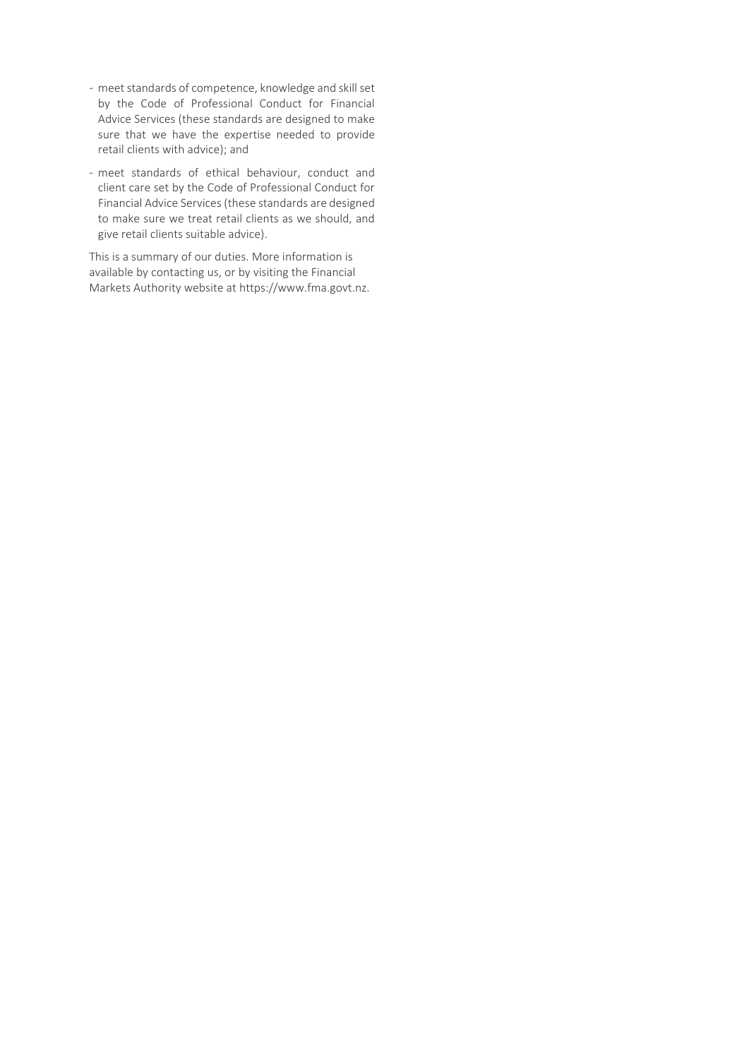- meet standards of competence, knowledge and skill set by the Code of Professional Conduct for Financial Advice Services (these standards are designed to make sure that we have the expertise needed to provide retail clients with advice); and
- meet standards of ethical behaviour, conduct and client care set by the Code of Professional Conduct for Financial Advice Services (these standards are designed to make sure we treat retail clients as we should, and give retail clients suitable advice).

This is a summary of our duties. More information is available by contacting us, or by visiting the Financial Markets Authority website at https://www.fma.govt.nz.